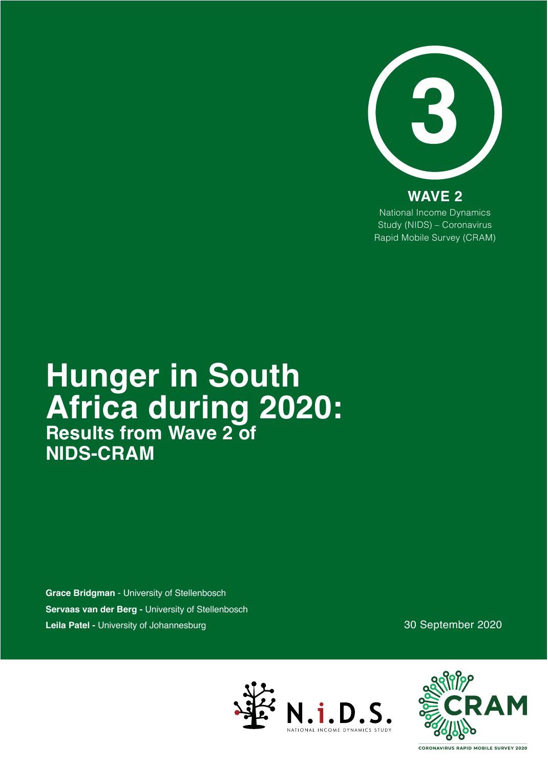3

**WAVE 2**

National Income Dynamics Study (NIDS) – Coronavirus Rapid Mobile Survey (CRAM)

# Hunger in South Africa during 2020:

## Results from Wave 2 of NIDS-CRAM

**Grace Bridgman** - University of Stellenbosch

**Servaas van der Berg** - University of Stellenbosch

**Leila Patel** - University of Johannesburg

30 September 2020

N.i.D.S. NATIONAL INCOME DYNAMICS STUDY

CRAM CORONAVIRUS RAPID MOBILE SURVEY 2020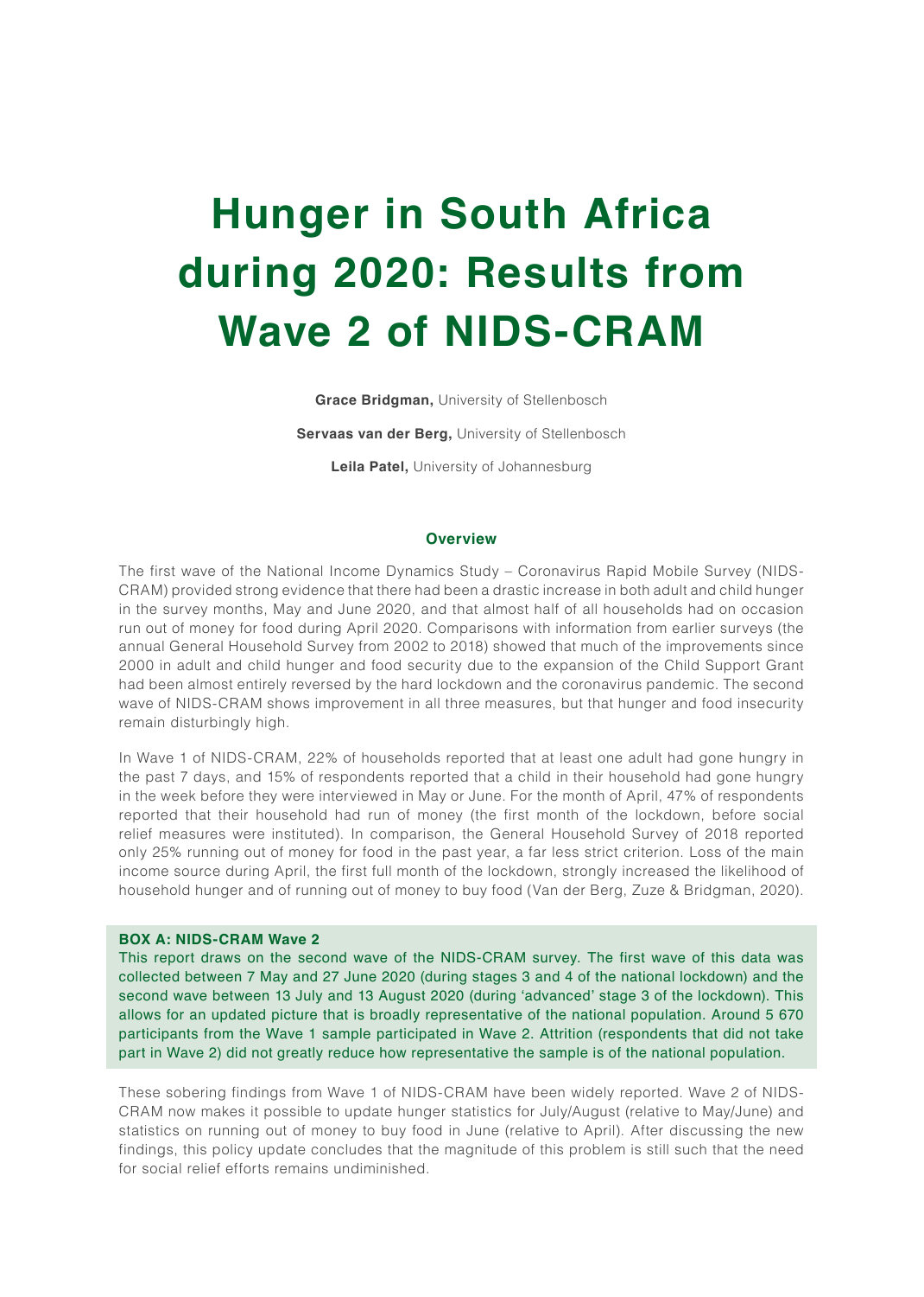# Hunger in South Africa during 2020: Results from Wave 2 of NIDS-CRAM

**Grace Bridgman,** University of Stellenbosch

**Servaas van der Berg,** University of Stellenbosch

**Leila Patel,** University of Johannesburg

## Overview

The first wave of the National Income Dynamics Study – Coronavirus Rapid Mobile Survey (NIDS-CRAM) provided strong evidence that there had been a drastic increase in both adult and child hunger in the survey months, May and June 2020, and that almost half of all households had on occasion run out of money for food during April 2020. Comparisons with information from earlier surveys (the annual General Household Survey from 2002 to 2018) showed that much of the improvements since 2000 in adult and child hunger and food security due to the expansion of the Child Support Grant had been almost entirely reversed by the hard lockdown and the coronavirus pandemic. The second wave of NIDS-CRAM shows improvement in all three measures, but that hunger and food insecurity remain disturbingly high.

In Wave 1 of NIDS-CRAM, 22% of households reported that at least one adult had gone hungry in the past 7 days, and 15% of respondents reported that a child in their household had gone hungry in the week before they were interviewed in May or June. For the month of April, 47% of respondents reported that their household had run of money (the first month of the lockdown, before social relief measures were instituted). In comparison, the General Household Survey of 2018 reported only 25% running out of money for food in the past year, a far less strict criterion. Loss of the main income source during April, the first full month of the lockdown, strongly increased the likelihood of household hunger and of running out of money to buy food (Van der Berg, Zuze & Bridgman, 2020).

**BOX A: NIDS-CRAM Wave 2**

This report draws on the second wave of the NIDS-CRAM survey. The first wave of this data was collected between 7 May and 27 June 2020 (during stages 3 and 4 of the national lockdown) and the second wave between 13 July and 13 August 2020 (during 'advanced' stage 3 of the lockdown). This allows for an updated picture that is broadly representative of the national population. Around 5 670 participants from the Wave 1 sample participated in Wave 2. Attrition (respondents that did not take part in Wave 2) did not greatly reduce how representative the sample is of the national population.

These sobering findings from Wave 1 of NIDS-CRAM have been widely reported. Wave 2 of NIDS-CRAM now makes it possible to update hunger statistics for July/August (relative to May/June) and statistics on running out of money to buy food in June (relative to April). After discussing the new findings, this policy update concludes that the magnitude of this problem is still such that the need for social relief efforts remains undiminished.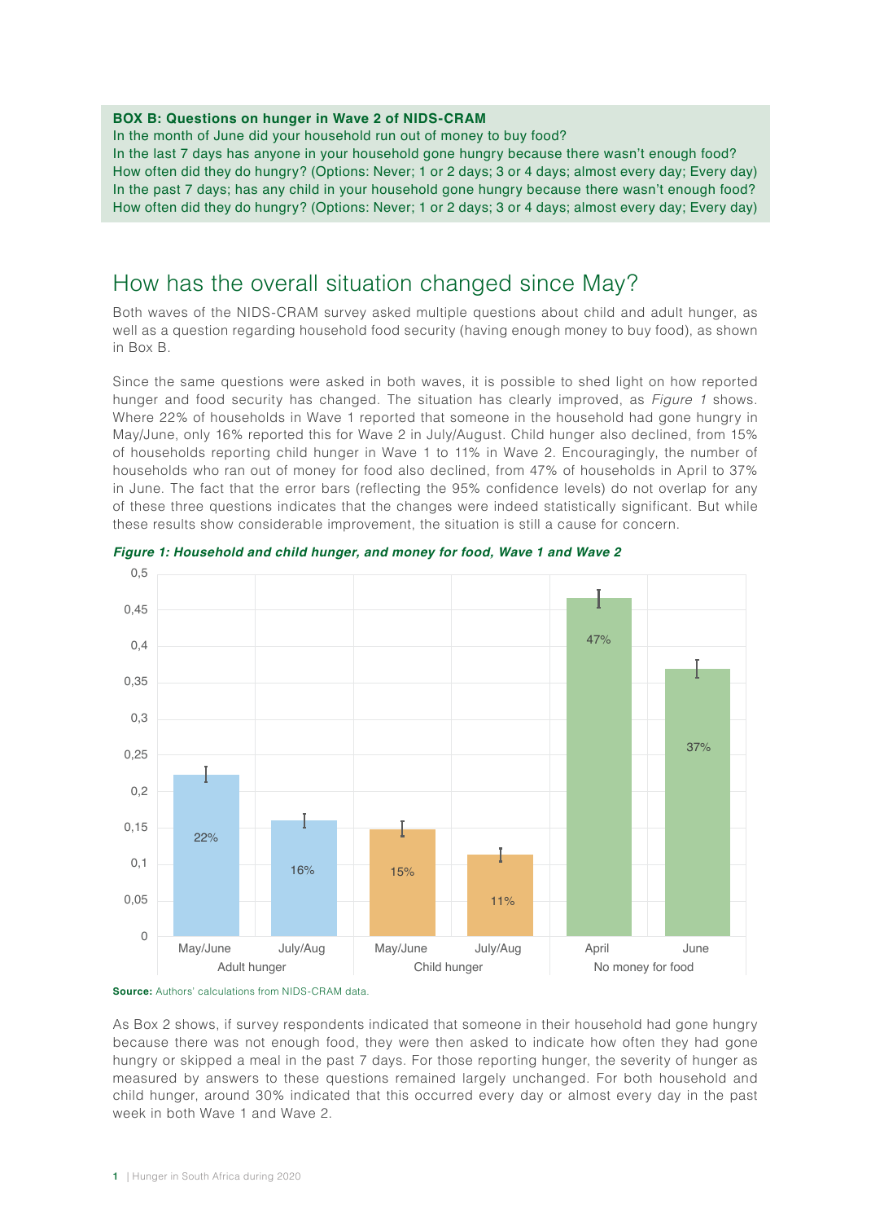**BOX B: Questions on hunger in Wave 2 of NIDS-CRAM**

In the month of June did your household run out of money to buy food?
In the last 7 days has anyone in your household gone hungry because there wasn't enough food?
How often did they do hungry? (Options: Never; 1 or 2 days; 3 or 4 days; almost every day; Every day)
In the past 7 days; has any child in your household gone hungry because there wasn't enough food?
How often did they do hungry? (Options: Never; 1 or 2 days; 3 or 4 days; almost every day; Every day)

## How has the overall situation changed since May?

Both waves of the NIDS-CRAM survey asked multiple questions about child and adult hunger, as well as a question regarding household food security (having enough money to buy food), as shown in Box B.

Since the same questions were asked in both waves, it is possible to shed light on how reported hunger and food security has changed. The situation has clearly improved, as *Figure 1* shows. Where 22% of households in Wave 1 reported that someone in the household had gone hungry in May/June, only 16% reported this for Wave 2 in July/August. Child hunger also declined, from 15% of households reporting child hunger in Wave 1 to 11% in Wave 2. Encouragingly, the number of households who ran out of money for food also declined, from 47% of households in April to 37% in June. The fact that the error bars (reflecting the 95% confidence levels) do not overlap for any of these three questions indicates that the changes were indeed statistically significant. But while these results show considerable improvement, the situation is still a cause for concern.

***Figure 1: Household and child hunger, and money for food, Wave 1 and Wave 2***

| | Adult hunger | | Child hunger | | No money for food | |
|---|---|---|---|---|---|---|
| | May/June | July/Aug | May/June | July/Aug | April | June |
| Share of households | 22% | 16% | 15% | 11% | 47% | 37% |

**Source:** Authors' calculations from NIDS-CRAM data.

As Box 2 shows, if survey respondents indicated that someone in their household had gone hungry because there was not enough food, they were then asked to indicate how often they had gone hungry or skipped a meal in the past 7 days. For those reporting hunger, the severity of hunger as measured by answers to these questions remained largely unchanged. For both household and child hunger, around 30% indicated that this occurred every day or almost every day in the past week in both Wave 1 and Wave 2.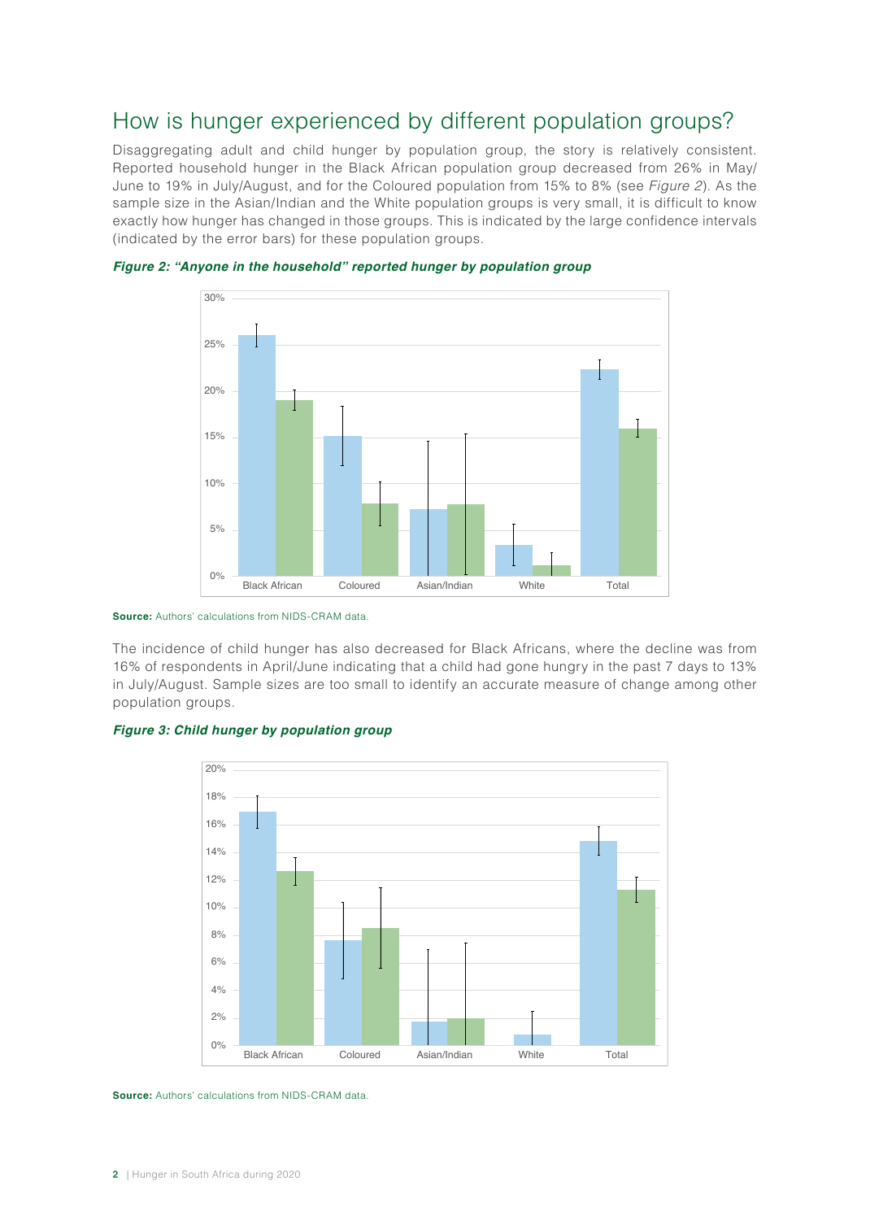## How is hunger experienced by different population groups?

Disaggregating adult and child hunger by population group, the story is relatively consistent. Reported household hunger in the Black African population group decreased from 26% in May/June to 19% in July/August, and for the Coloured population from 15% to 8% (see *Figure 2*). As the sample size in the Asian/Indian and the White population groups is very small, it is difficult to know exactly how hunger has changed in those groups. This is indicated by the large confidence intervals (indicated by the error bars) for these population groups.

***Figure 2: "Anyone in the household" reported hunger by population group***

**Source:** Authors' calculations from NIDS-CRAM data.

The incidence of child hunger has also decreased for Black Africans, where the decline was from 16% of respondents in April/June indicating that a child had gone hungry in the past 7 days to 13% in July/August. Sample sizes are too small to identify an accurate measure of change among other population groups.

***Figure 3: Child hunger by population group***

**Source:** Authors' calculations from NIDS-CRAM data.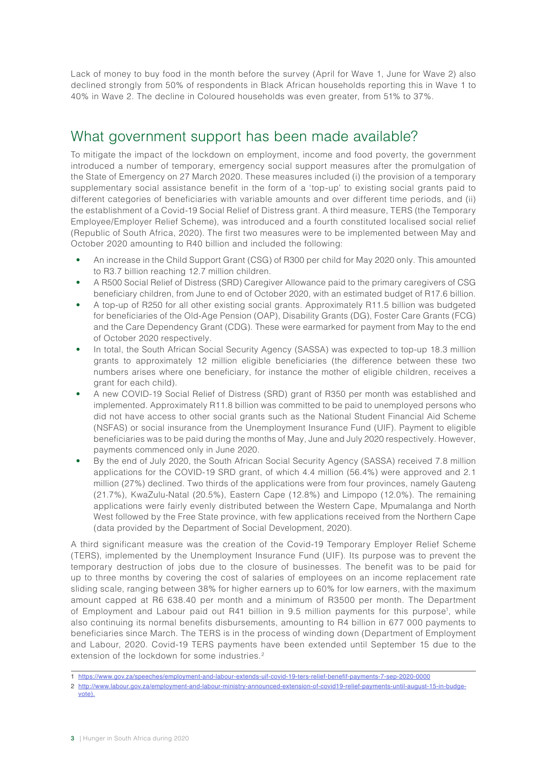Lack of money to buy food in the month before the survey (April for Wave 1, June for Wave 2) also declined strongly from 50% of respondents in Black African households reporting this in Wave 1 to 40% in Wave 2. The decline in Coloured households was even greater, from 51% to 37%.

## What government support has been made available?

To mitigate the impact of the lockdown on employment, income and food poverty, the government introduced a number of temporary, emergency social support measures after the promulgation of the State of Emergency on 27 March 2020. These measures included (i) the provision of a temporary supplementary social assistance benefit in the form of a 'top-up' to existing social grants paid to different categories of beneficiaries with variable amounts and over different time periods, and (ii) the establishment of a Covid-19 Social Relief of Distress grant. A third measure, TERS (the Temporary Employee/Employer Relief Scheme), was introduced and a fourth constituted localised social relief (Republic of South Africa, 2020). The first two measures were to be implemented between May and October 2020 amounting to R40 billion and included the following:

- An increase in the Child Support Grant (CSG) of R300 per child for May 2020 only. This amounted to R3.7 billion reaching 12.7 million children.
- A R500 Social Relief of Distress (SRD) Caregiver Allowance paid to the primary caregivers of CSG beneficiary children, from June to end of October 2020, with an estimated budget of R17.6 billion.
- A top-up of R250 for all other existing social grants. Approximately R11.5 billion was budgeted for beneficiaries of the Old-Age Pension (OAP), Disability Grants (DG), Foster Care Grants (FCG) and the Care Dependency Grant (CDG). These were earmarked for payment from May to the end of October 2020 respectively.
- In total, the South African Social Security Agency (SASSA) was expected to top-up 18.3 million grants to approximately 12 million eligible beneficiaries (the difference between these two numbers arises where one beneficiary, for instance the mother of eligible children, receives a grant for each child).
- A new COVID-19 Social Relief of Distress (SRD) grant of R350 per month was established and implemented. Approximately R11.8 billion was committed to be paid to unemployed persons who did not have access to other social grants such as the National Student Financial Aid Scheme (NSFAS) or social insurance from the Unemployment Insurance Fund (UIF). Payment to eligible beneficiaries was to be paid during the months of May, June and July 2020 respectively. However, payments commenced only in June 2020.
- By the end of July 2020, the South African Social Security Agency (SASSA) received 7.8 million applications for the COVID-19 SRD grant, of which 4.4 million (56.4%) were approved and 2.1 million (27%) declined. Two thirds of the applications were from four provinces, namely Gauteng (21.7%), KwaZulu-Natal (20.5%), Eastern Cape (12.8%) and Limpopo (12.0%). The remaining applications were fairly evenly distributed between the Western Cape, Mpumalanga and North West followed by the Free State province, with few applications received from the Northern Cape (data provided by the Department of Social Development, 2020).

A third significant measure was the creation of the Covid-19 Temporary Employer Relief Scheme (TERS), implemented by the Unemployment Insurance Fund (UIF). Its purpose was to prevent the temporary destruction of jobs due to the closure of businesses. The benefit was to be paid for up to three months by covering the cost of salaries of employees on an income replacement rate sliding scale, ranging between 38% for higher earners up to 60% for low earners, with the maximum amount capped at R6 638.40 per month and a minimum of R3500 per month. The Department of Employment and Labour paid out R41 billion in 9.5 million payments for this purpose[1], while also continuing its normal benefits disbursements, amounting to R4 billion in 677 000 payments to beneficiaries since March. The TERS is in the process of winding down (Department of Employment and Labour, 2020. Covid-19 TERS payments have been extended until September 15 due to the extension of the lockdown for some industries.[2]

1 https://www.gov.za/speeches/employment-and-labour-extends-uif-covid-19-ters-relief-benefit-payments-7-sep-2020-0000

2 http://www.labour.gov.za/employment-and-labour-ministry-announced-extension-of-covid19-relief-payments-until-august-15-in-budge-vote).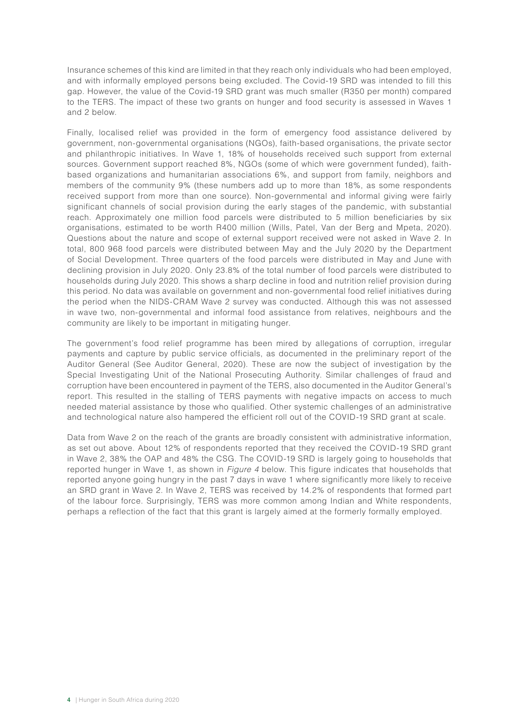Insurance schemes of this kind are limited in that they reach only individuals who had been employed, and with informally employed persons being excluded. The Covid-19 SRD was intended to fill this gap. However, the value of the Covid-19 SRD grant was much smaller (R350 per month) compared to the TERS. The impact of these two grants on hunger and food security is assessed in Waves 1 and 2 below.

Finally, localised relief was provided in the form of emergency food assistance delivered by government, non-governmental organisations (NGOs), faith-based organisations, the private sector and philanthropic initiatives. In Wave 1, 18% of households received such support from external sources. Government support reached 8%, NGOs (some of which were government funded), faith-based organizations and humanitarian associations 6%, and support from family, neighbors and members of the community 9% (these numbers add up to more than 18%, as some respondents received support from more than one source). Non-governmental and informal giving were fairly significant channels of social provision during the early stages of the pandemic, with substantial reach. Approximately one million food parcels were distributed to 5 million beneficiaries by six organisations, estimated to be worth R400 million (Wills, Patel, Van der Berg and Mpeta, 2020). Questions about the nature and scope of external support received were not asked in Wave 2. In total, 800 968 food parcels were distributed between May and the July 2020 by the Department of Social Development. Three quarters of the food parcels were distributed in May and June with declining provision in July 2020. Only 23.8% of the total number of food parcels were distributed to households during July 2020. This shows a sharp decline in food and nutrition relief provision during this period. No data was available on government and non-governmental food relief initiatives during the period when the NIDS-CRAM Wave 2 survey was conducted. Although this was not assessed in wave two, non-governmental and informal food assistance from relatives, neighbours and the community are likely to be important in mitigating hunger.

The government's food relief programme has been mired by allegations of corruption, irregular payments and capture by public service officials, as documented in the preliminary report of the Auditor General (See Auditor General, 2020). These are now the subject of investigation by the Special Investigating Unit of the National Prosecuting Authority. Similar challenges of fraud and corruption have been encountered in payment of the TERS, also documented in the Auditor General's report. This resulted in the stalling of TERS payments with negative impacts on access to much needed material assistance by those who qualified. Other systemic challenges of an administrative and technological nature also hampered the efficient roll out of the COVID-19 SRD grant at scale.

Data from Wave 2 on the reach of the grants are broadly consistent with administrative information, as set out above. About 12% of respondents reported that they received the COVID-19 SRD grant in Wave 2, 38% the OAP and 48% the CSG. The COVID-19 SRD is largely going to households that reported hunger in Wave 1, as shown in *Figure 4* below. This figure indicates that households that reported anyone going hungry in the past 7 days in wave 1 where significantly more likely to receive an SRD grant in Wave 2. In Wave 2, TERS was received by 14.2% of respondents that formed part of the labour force. Surprisingly, TERS was more common among Indian and White respondents, perhaps a reflection of the fact that this grant is largely aimed at the formerly formally employed.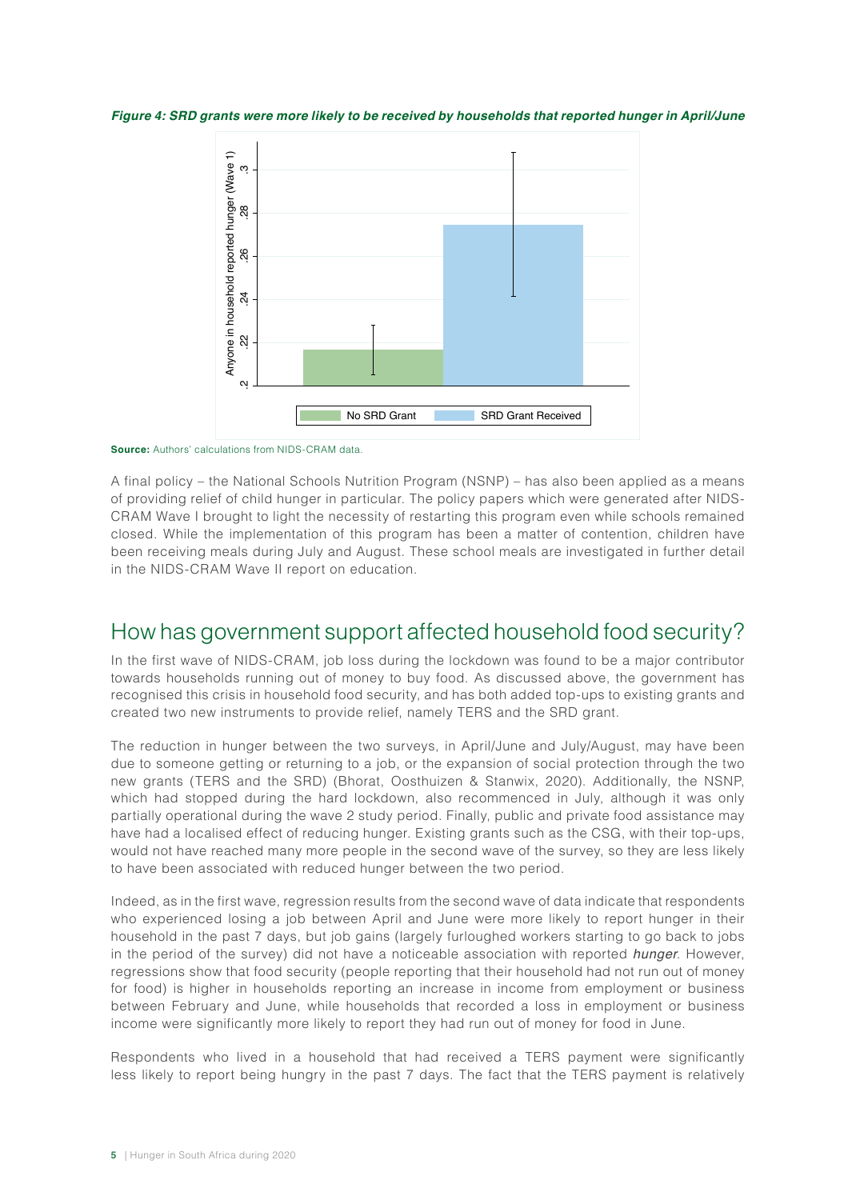*Figure 4: SRD grants were more likely to be received by households that reported hunger in April/June*

**Source:** Authors' calculations from NIDS-CRAM data.

A final policy – the National Schools Nutrition Program (NSNP) – has also been applied as a means of providing relief of child hunger in particular. The policy papers which were generated after NIDS-CRAM Wave I brought to light the necessity of restarting this program even while schools remained closed. While the implementation of this program has been a matter of contention, children have been receiving meals during July and August. These school meals are investigated in further detail in the NIDS-CRAM Wave II report on education.

## How has government support affected household food security?

In the first wave of NIDS-CRAM, job loss during the lockdown was found to be a major contributor towards households running out of money to buy food. As discussed above, the government has recognised this crisis in household food security, and has both added top-ups to existing grants and created two new instruments to provide relief, namely TERS and the SRD grant.

The reduction in hunger between the two surveys, in April/June and July/August, may have been due to someone getting or returning to a job, or the expansion of social protection through the two new grants (TERS and the SRD) (Bhorat, Oosthuizen & Stanwix, 2020). Additionally, the NSNP, which had stopped during the hard lockdown, also recommenced in July, although it was only partially operational during the wave 2 study period. Finally, public and private food assistance may have had a localised effect of reducing hunger. Existing grants such as the CSG, with their top-ups, would not have reached many more people in the second wave of the survey, so they are less likely to have been associated with reduced hunger between the two period.

Indeed, as in the first wave, regression results from the second wave of data indicate that respondents who experienced losing a job between April and June were more likely to report hunger in their household in the past 7 days, but job gains (largely furloughed workers starting to go back to jobs in the period of the survey) did not have a noticeable association with reported *hunger*. However, regressions show that food security (people reporting that their household had not run out of money for food) is higher in households reporting an increase in income from employment or business between February and June, while households that recorded a loss in employment or business income were significantly more likely to report they had run out of money for food in June.

Respondents who lived in a household that had received a TERS payment were significantly less likely to report being hungry in the past 7 days. The fact that the TERS payment is relatively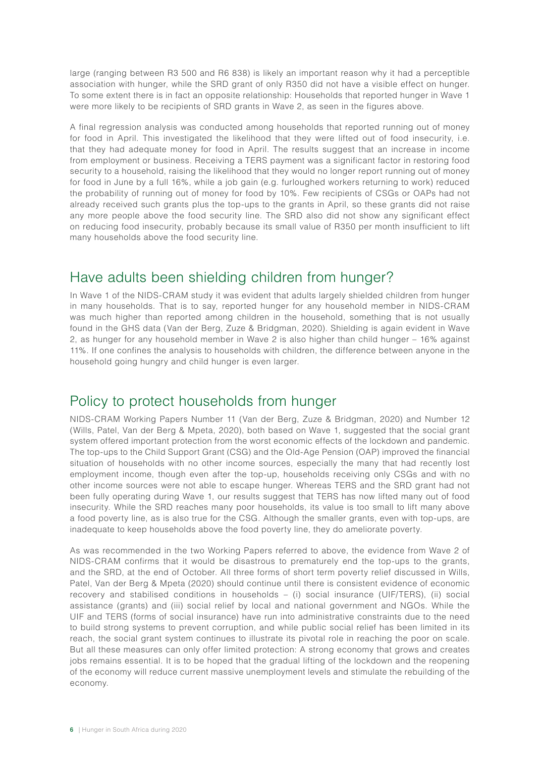large (ranging between R3 500 and R6 838) is likely an important reason why it had a perceptible association with hunger, while the SRD grant of only R350 did not have a visible effect on hunger. To some extent there is in fact an opposite relationship: Households that reported hunger in Wave 1 were more likely to be recipients of SRD grants in Wave 2, as seen in the figures above.

A final regression analysis was conducted among households that reported running out of money for food in April. This investigated the likelihood that they were lifted out of food insecurity, i.e. that they had adequate money for food in April. The results suggest that an increase in income from employment or business. Receiving a TERS payment was a significant factor in restoring food security to a household, raising the likelihood that they would no longer report running out of money for food in June by a full 16%, while a job gain (e.g. furloughed workers returning to work) reduced the probability of running out of money for food by 10%. Few recipients of CSGs or OAPs had not already received such grants plus the top-ups to the grants in April, so these grants did not raise any more people above the food security line. The SRD also did not show any significant effect on reducing food insecurity, probably because its small value of R350 per month insufficient to lift many households above the food security line.

## Have adults been shielding children from hunger?

In Wave 1 of the NIDS-CRAM study it was evident that adults largely shielded children from hunger in many households. That is to say, reported hunger for any household member in NIDS-CRAM was much higher than reported among children in the household, something that is not usually found in the GHS data (Van der Berg, Zuze & Bridgman, 2020). Shielding is again evident in Wave 2, as hunger for any household member in Wave 2 is also higher than child hunger – 16% against 11%. If one confines the analysis to households with children, the difference between anyone in the household going hungry and child hunger is even larger.

## Policy to protect households from hunger

NIDS-CRAM Working Papers Number 11 (Van der Berg, Zuze & Bridgman, 2020) and Number 12 (Wills, Patel, Van der Berg & Mpeta, 2020), both based on Wave 1, suggested that the social grant system offered important protection from the worst economic effects of the lockdown and pandemic. The top-ups to the Child Support Grant (CSG) and the Old-Age Pension (OAP) improved the financial situation of households with no other income sources, especially the many that had recently lost employment income, though even after the top-up, households receiving only CSGs and with no other income sources were not able to escape hunger. Whereas TERS and the SRD grant had not been fully operating during Wave 1, our results suggest that TERS has now lifted many out of food insecurity. While the SRD reaches many poor households, its value is too small to lift many above a food poverty line, as is also true for the CSG. Although the smaller grants, even with top-ups, are inadequate to keep households above the food poverty line, they do ameliorate poverty.

As was recommended in the two Working Papers referred to above, the evidence from Wave 2 of NIDS-CRAM confirms that it would be disastrous to prematurely end the top-ups to the grants, and the SRD, at the end of October. All three forms of short term poverty relief discussed in Wills, Patel, Van der Berg & Mpeta (2020) should continue until there is consistent evidence of economic recovery and stabilised conditions in households – (i) social insurance (UIF/TERS), (ii) social assistance (grants) and (iii) social relief by local and national government and NGOs. While the UIF and TERS (forms of social insurance) have run into administrative constraints due to the need to build strong systems to prevent corruption, and while public social relief has been limited in its reach, the social grant system continues to illustrate its pivotal role in reaching the poor on scale. But all these measures can only offer limited protection: A strong economy that grows and creates jobs remains essential. It is to be hoped that the gradual lifting of the lockdown and the reopening of the economy will reduce current massive unemployment levels and stimulate the rebuilding of the economy.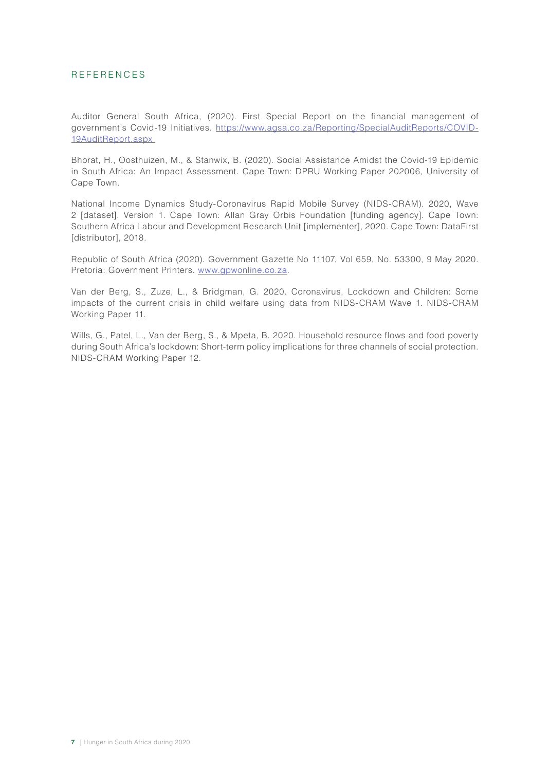## REFERENCES

Auditor General South Africa, (2020). First Special Report on the financial management of government's Covid-19 Initiatives. [https://www.agsa.co.za/Reporting/SpecialAuditReports/COVID-19AuditReport.aspx](https://www.agsa.co.za/Reporting/SpecialAuditReports/COVID-19AuditReport.aspx)

Bhorat, H., Oosthuizen, M., & Stanwix, B. (2020). Social Assistance Amidst the Covid-19 Epidemic in South Africa: An Impact Assessment. Cape Town: DPRU Working Paper 202006, University of Cape Town.

National Income Dynamics Study-Coronavirus Rapid Mobile Survey (NIDS-CRAM). 2020, Wave 2 [dataset]. Version 1. Cape Town: Allan Gray Orbis Foundation [funding agency]. Cape Town: Southern Africa Labour and Development Research Unit [implementer], 2020. Cape Town: DataFirst [distributor], 2018.

Republic of South Africa (2020). Government Gazette No 11107, Vol 659, No. 53300, 9 May 2020. Pretoria: Government Printers. [www.gpwonline.co.za](http://www.gpwonline.co.za).

Van der Berg, S., Zuze, L., & Bridgman, G. 2020. Coronavirus, Lockdown and Children: Some impacts of the current crisis in child welfare using data from NIDS-CRAM Wave 1. NIDS-CRAM Working Paper 11.

Wills, G., Patel, L., Van der Berg, S., & Mpeta, B. 2020. Household resource flows and food poverty during South Africa's lockdown: Short-term policy implications for three channels of social protection. NIDS-CRAM Working Paper 12.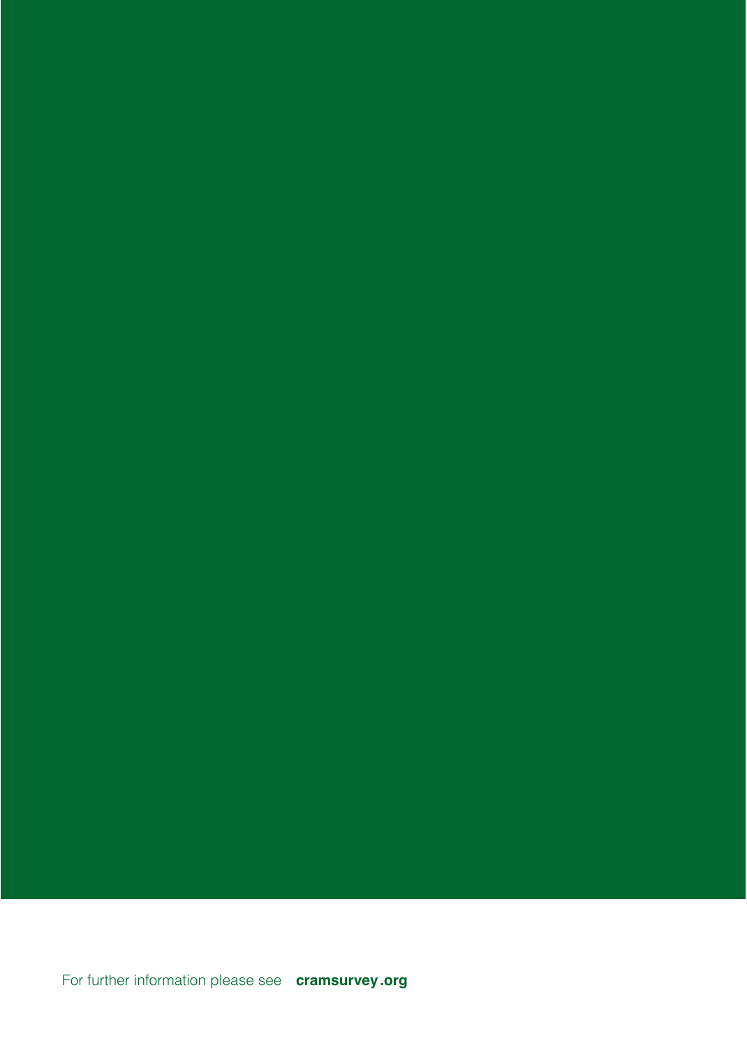For further information please see **cramsurvey.org**